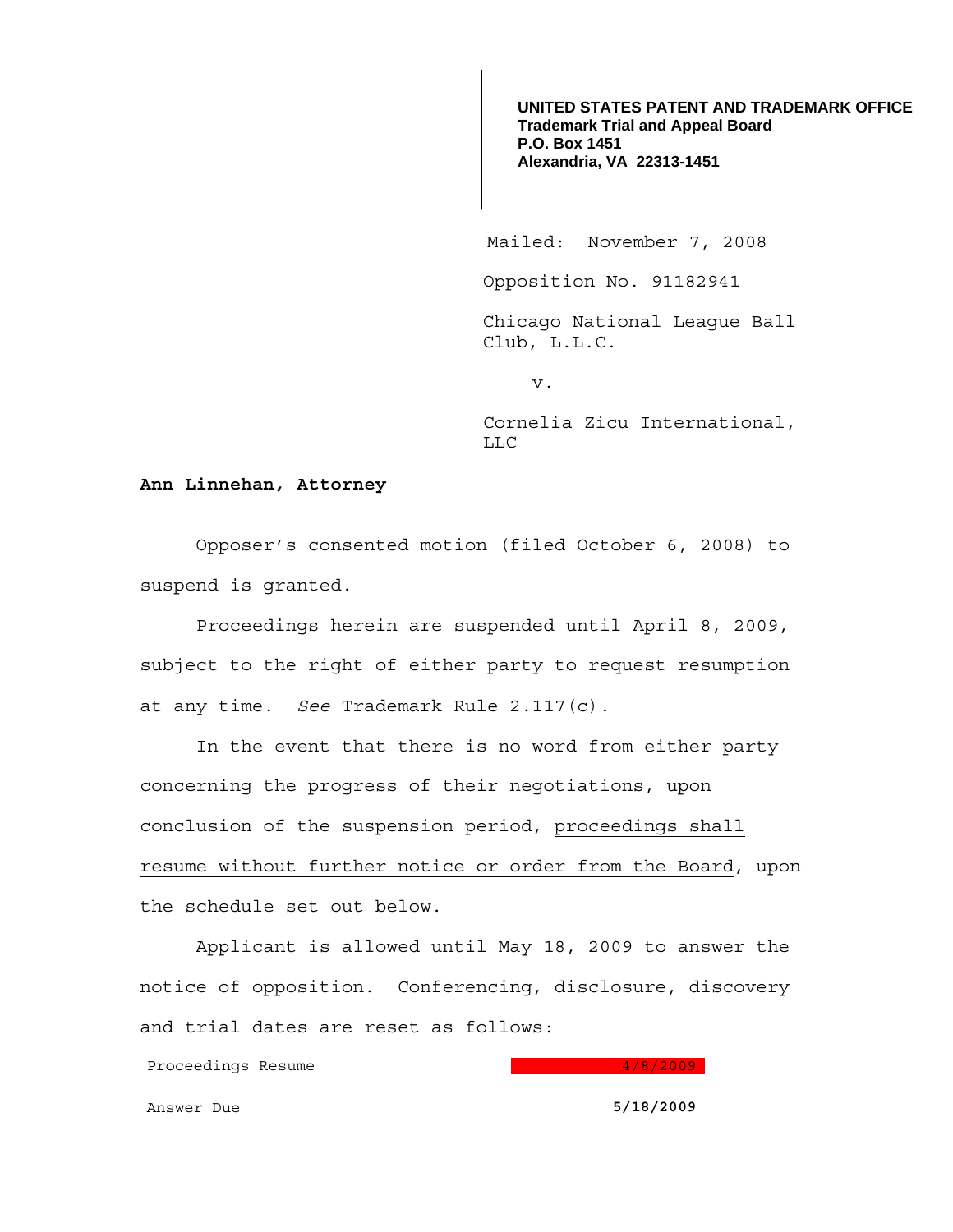**UNITED STATES PATENT AND TRADEMARK OFFICE**
**Trademark Trial and Appeal Board**
**P.O. Box 1451**
**Alexandria, VA 22313-1451**

Mailed: November 7, 2008

Opposition No. 91182941

Chicago National League Ball Club, L.L.C.

v.

Cornelia Zicu International, LLC

**Ann Linnehan, Attorney**

Opposer's consented motion (filed October 6, 2008) to suspend is granted.

Proceedings herein are suspended until April 8, 2009, subject to the right of either party to request resumption at any time. *See* Trademark Rule 2.117(c).

In the event that there is no word from either party concerning the progress of their negotiations, upon conclusion of the suspension period, <u>proceedings shall resume without further notice or order from the Board</u>, upon the schedule set out below.

Applicant is allowed until May 18, 2009 to answer the notice of opposition. Conferencing, disclosure, discovery and trial dates are reset as follows:

| | |
|---|---|
| Proceedings Resume | 4/8/2009 |
| Answer Due | **5/18/2009** |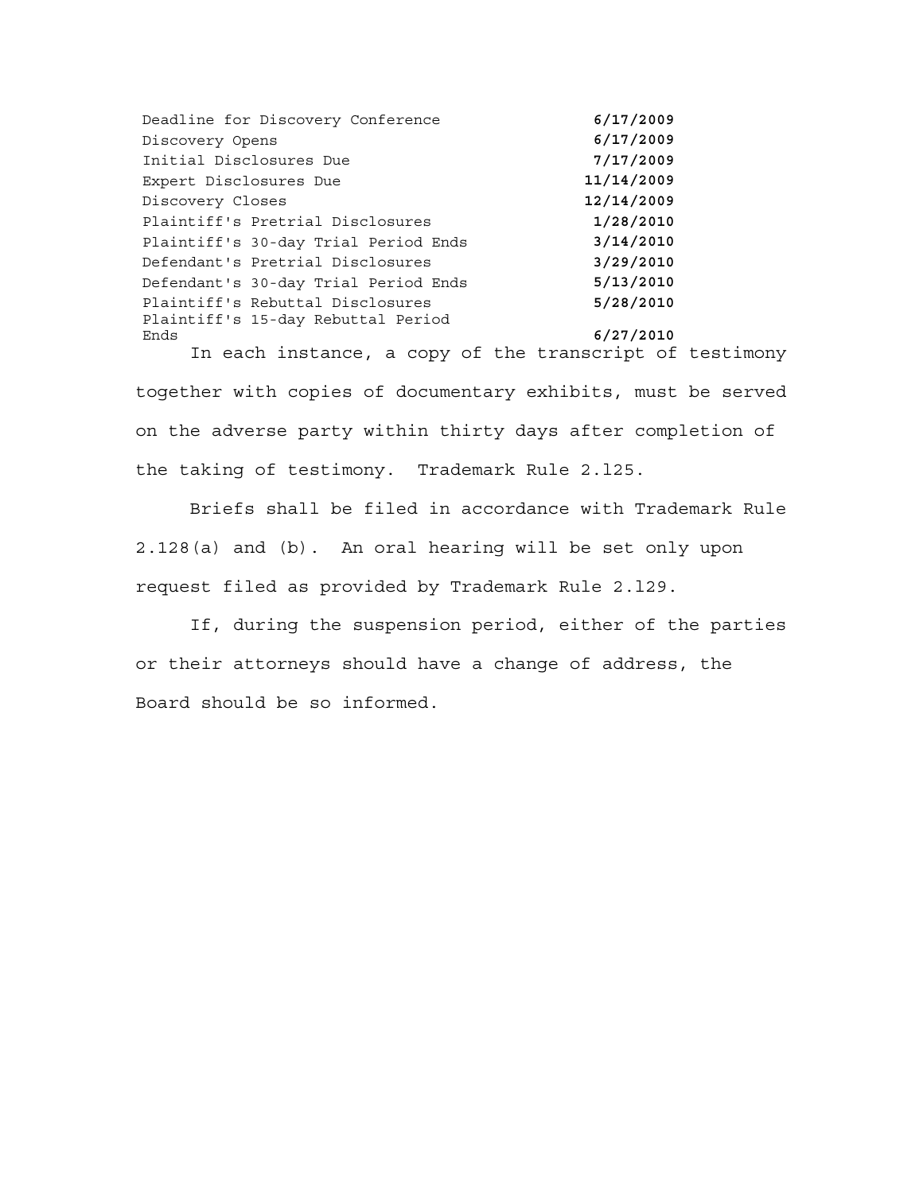| | |
|---|---|
| Deadline for Discovery Conference | **6/17/2009** |
| Discovery Opens | **6/17/2009** |
| Initial Disclosures Due | **7/17/2009** |
| Expert Disclosures Due | **11/14/2009** |
| Discovery Closes | **12/14/2009** |
| Plaintiff's Pretrial Disclosures | **1/28/2010** |
| Plaintiff's 30-day Trial Period Ends | **3/14/2010** |
| Defendant's Pretrial Disclosures | **3/29/2010** |
| Defendant's 30-day Trial Period Ends | **5/13/2010** |
| Plaintiff's Rebuttal Disclosures | **5/28/2010** |
| Plaintiff's 15-day Rebuttal Period Ends | **6/27/2010** |

In each instance, a copy of the transcript of testimony together with copies of documentary exhibits, must be served on the adverse party within thirty days after completion of the taking of testimony. Trademark Rule 2.l25.

Briefs shall be filed in accordance with Trademark Rule 2.128(a) and (b). An oral hearing will be set only upon request filed as provided by Trademark Rule 2.l29.

If, during the suspension period, either of the parties or their attorneys should have a change of address, the Board should be so informed.